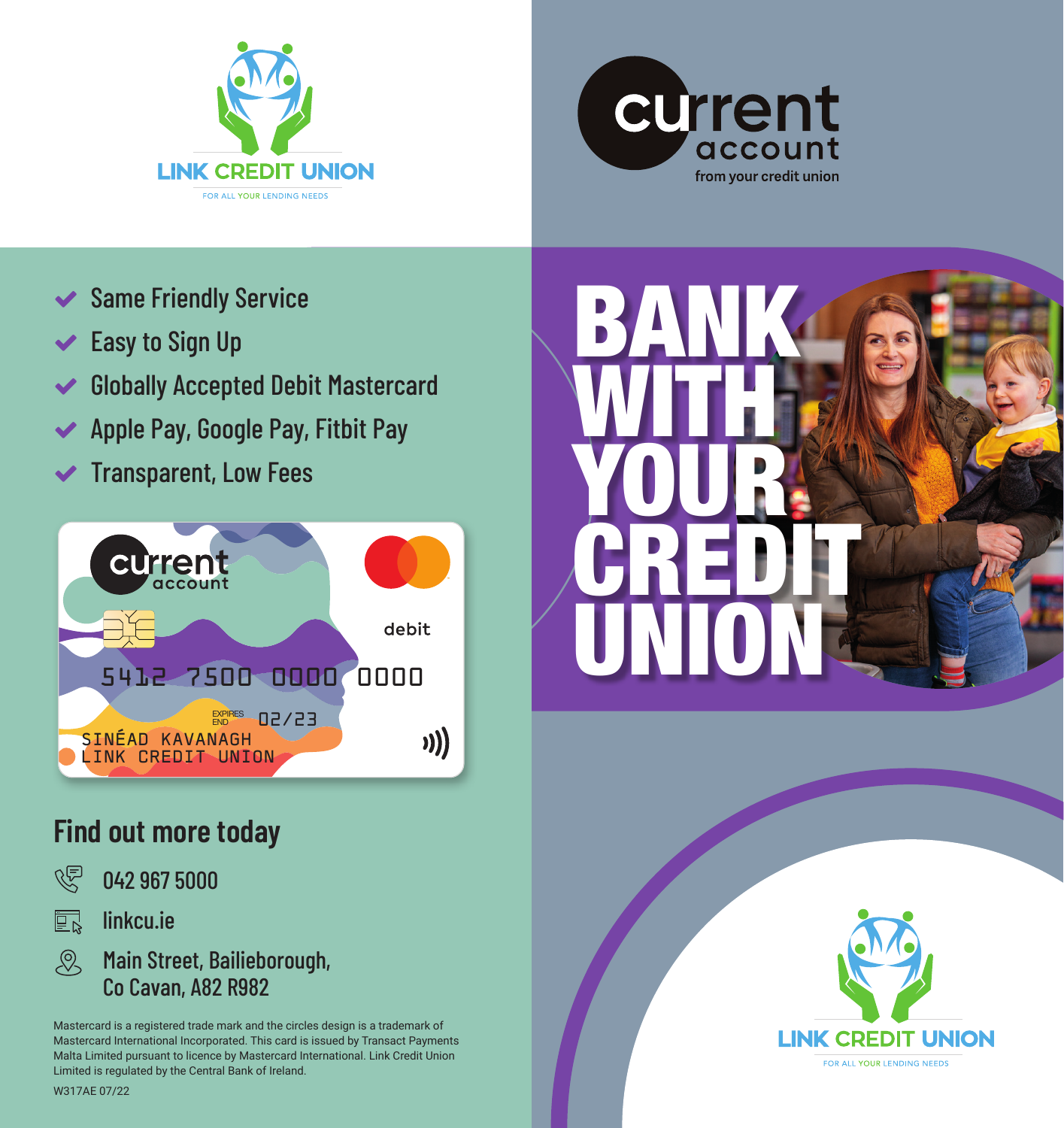LINK CREDIT UNION

FOR ALL YOUR LENDING NEEDS

current account

from your credit union

- Same Friendly Service
- Easy to Sign Up
- Globally Accepted Debit Mastercard
- Apple Pay, Google Pay, Fitbit Pay
- Transparent, Low Fees

current account

debit

5412 7500 0000 0000

EXPIRES END 02/23

SINÉAD KAVANAGH
LINK CREDIT UNION

## Find out more today

042 967 5000

linkcu.ie

Main Street, Bailieborough,
Co Cavan, A82 R982

Mastercard is a registered trade mark and the circles design is a trademark of Mastercard International Incorporated. This card is issued by Transact Payments Malta Limited pursuant to licence by Mastercard International. Link Credit Union Limited is regulated by the Central Bank of Ireland.

W317AE 07/22

# BANK WITH YOUR CREDIT UNION

LINK CREDIT UNION

FOR ALL YOUR LENDING NEEDS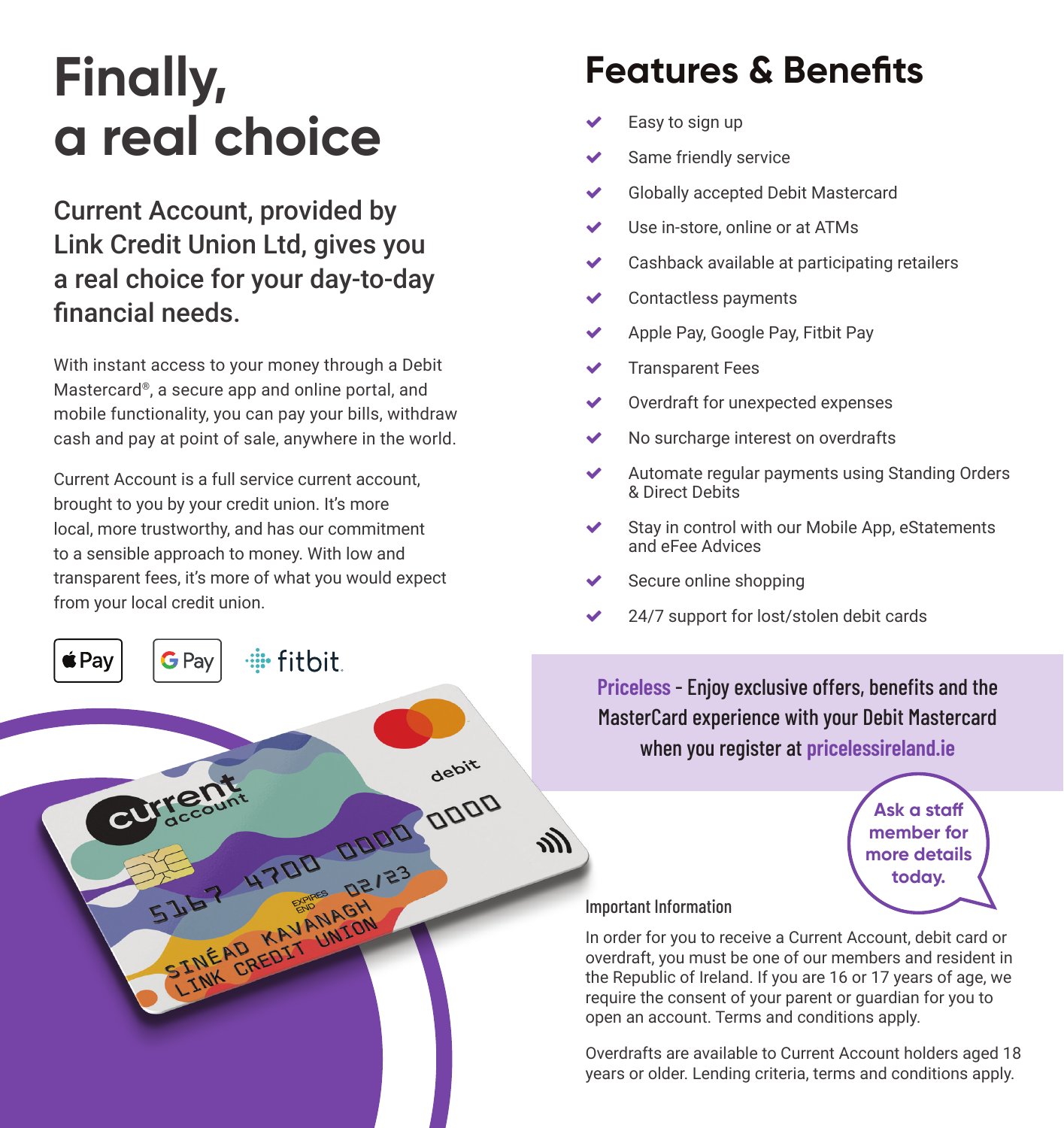# Finally, a real choice

## Current Account, provided by Link Credit Union Ltd, gives you a real choice for your day-to-day financial needs.

With instant access to your money through a Debit Mastercard®, a secure app and online portal, and mobile functionality, you can pay your bills, withdraw cash and pay at point of sale, anywhere in the world.

Current Account is a full service current account, brought to you by your credit union. It's more local, more trustworthy, and has our commitment to a sensible approach to money. With low and transparent fees, it's more of what you would expect from your local credit union.

Pay G Pay fitbit

# Features & Benefits

- Easy to sign up
- Same friendly service
- Globally accepted Debit Mastercard
- Use in-store, online or at ATMs
- Cashback available at participating retailers
- Contactless payments
- Apple Pay, Google Pay, Fitbit Pay
- Transparent Fees
- Overdraft for unexpected expenses
- No surcharge interest on overdrafts
- Automate regular payments using Standing Orders & Direct Debits
- Stay in control with our Mobile App, eStatements and eFee Advices
- Secure online shopping
- 24/7 support for lost/stolen debit cards

**Priceless** - Enjoy exclusive offers, benefits and the MasterCard experience with your Debit Mastercard when you register at **pricelessireland.ie**

**Ask a staff member for more details today.**

### Important Information

In order for you to receive a Current Account, debit card or overdraft, you must be one of our members and resident in the Republic of Ireland. If you are 16 or 17 years of age, we require the consent of your parent or guardian for you to open an account. Terms and conditions apply.

Overdrafts are available to Current Account holders aged 18 years or older. Lending criteria, terms and conditions apply.